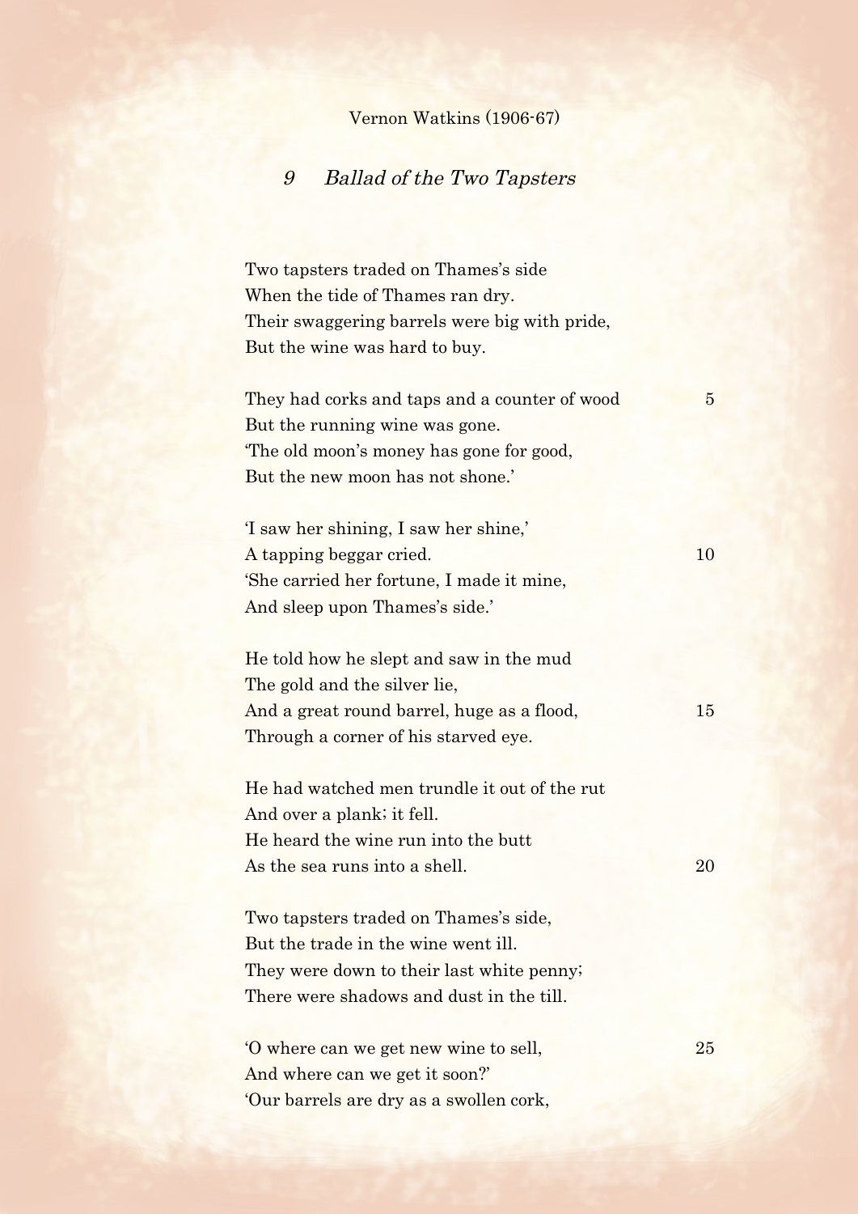Vernon Watkins (1906-67)

## 9 *Ballad of the Two Tapsters*

Two tapsters traded on Thames's side  
When the tide of Thames ran dry.  
Their swaggering barrels were big with pride,  
But the wine was hard to buy.

They had corks and taps and a counter of wood  
But the running wine was gone.  
'The old moon's money has gone for good,  
But the new moon has not shone.'

'I saw her shining, I saw her shine,'  
A tapping beggar cried.  
'She carried her fortune, I made it mine,  
And sleep upon Thames's side.'

He told how he slept and saw in the mud  
The gold and the silver lie,  
And a great round barrel, huge as a flood,  
Through a corner of his starved eye.

He had watched men trundle it out of the rut  
And over a plank; it fell.  
He heard the wine run into the butt  
As the sea runs into a shell.

Two tapsters traded on Thames's side,  
But the trade in the wine went ill.  
They were down to their last white penny;  
There were shadows and dust in the till.

'O where can we get new wine to sell,  
And where can we get it soon?'  
'Our barrels are dry as a swollen cork,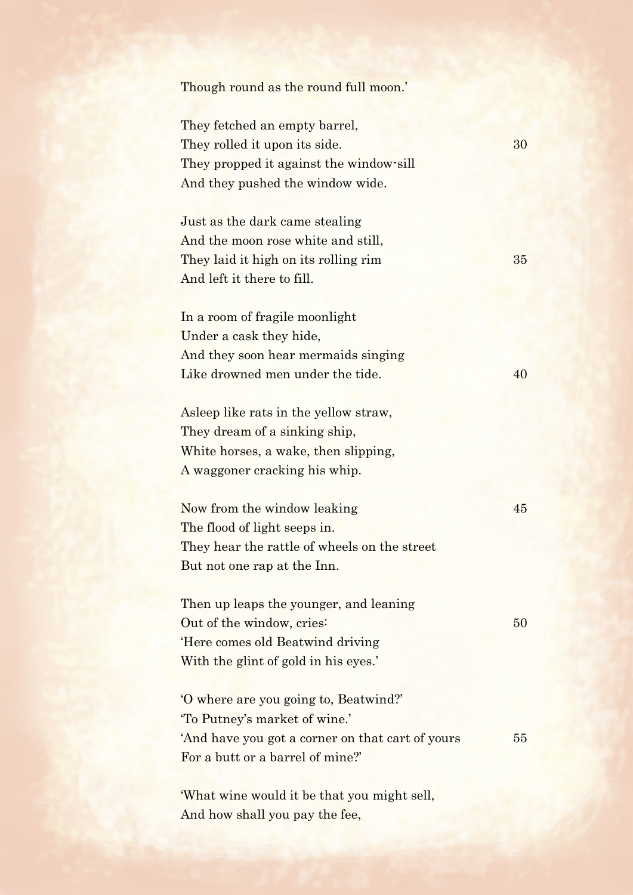Though round as the round full moon.'

They fetched an empty barrel,  
They rolled it upon its side. 30  
They propped it against the window-sill  
And they pushed the window wide.

Just as the dark came stealing  
And the moon rose white and still,  
They laid it high on its rolling rim 35  
And left it there to fill.

In a room of fragile moonlight  
Under a cask they hide,  
And they soon hear mermaids singing  
Like drowned men under the tide. 40

Asleep like rats in the yellow straw,  
They dream of a sinking ship,  
White horses, a wake, then slipping,  
A waggoner cracking his whip.

Now from the window leaking 45  
The flood of light seeps in.  
They hear the rattle of wheels on the street  
But not one rap at the Inn.

Then up leaps the younger, and leaning  
Out of the window, cries: 50  
'Here comes old Beatwind driving  
With the glint of gold in his eyes.'

'O where are you going to, Beatwind?'  
'To Putney's market of wine.'  
'And have you got a corner on that cart of yours 55  
For a butt or a barrel of mine?'

'What wine would it be that you might sell,  
And how shall you pay the fee,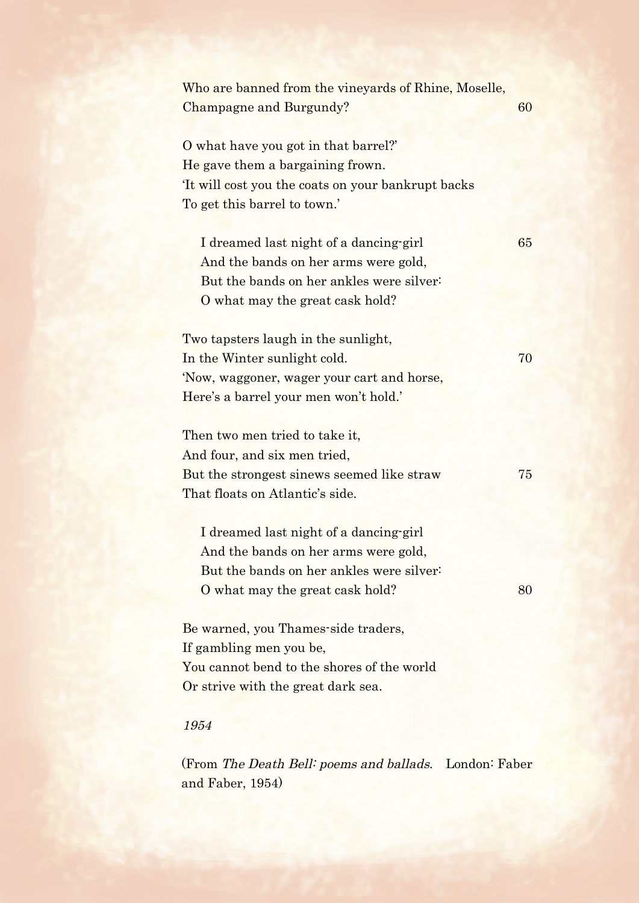Who are banned from the vineyards of Rhine, Moselle,
Champagne and Burgundy? 60

O what have you got in that barrel?'
He gave them a bargaining frown.
'It will cost you the coats on your bankrupt backs
To get this barrel to town.'

I dreamed last night of a dancing-girl 65
And the bands on her arms were gold,
But the bands on her ankles were silver:
O what may the great cask hold?

Two tapsters laugh in the sunlight,
In the Winter sunlight cold. 70
'Now, waggoner, wager your cart and horse,
Here's a barrel your men won't hold.'

Then two men tried to take it,
And four, and six men tried,
But the strongest sinews seemed like straw 75
That floats on Atlantic's side.

I dreamed last night of a dancing-girl
And the bands on her arms were gold,
But the bands on her ankles were silver:
O what may the great cask hold? 80

Be warned, you Thames-side traders,
If gambling men you be,
You cannot bend to the shores of the world
Or strive with the great dark sea.

*1954*

(From *The Death Bell: poems and ballads*. London: Faber and Faber, 1954)